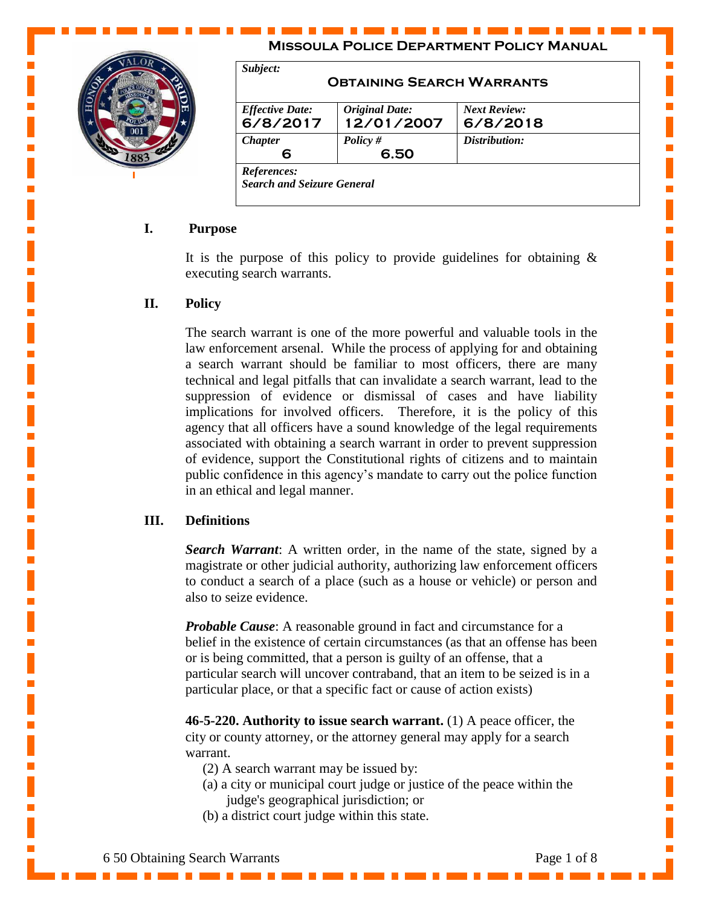# Missoula Police Department Policy Manual

| *Subject:* **Obtaining Search Warrants** | | |
|---|---|---|
| *Effective Date:* **6/8/2017** | *Original Date:* **12/01/2007** | *Next Review:* **6/8/2018** |
| *Chapter* **6** | *Policy #* **6.50** | *Distribution:* |
| *References:* ***Search and Seizure General*** | | |

## I. Purpose

It is the purpose of this policy to provide guidelines for obtaining & executing search warrants.

## II. Policy

The search warrant is one of the more powerful and valuable tools in the law enforcement arsenal. While the process of applying for and obtaining a search warrant should be familiar to most officers, there are many technical and legal pitfalls that can invalidate a search warrant, lead to the suppression of evidence or dismissal of cases and have liability implications for involved officers. Therefore, it is the policy of this agency that all officers have a sound knowledge of the legal requirements associated with obtaining a search warrant in order to prevent suppression of evidence, support the Constitutional rights of citizens and to maintain public confidence in this agency's mandate to carry out the police function in an ethical and legal manner.

## III. Definitions

***Search Warrant***: A written order, in the name of the state, signed by a magistrate or other judicial authority, authorizing law enforcement officers to conduct a search of a place (such as a house or vehicle) or person and also to seize evidence.

***Probable Cause***: A reasonable ground in fact and circumstance for a belief in the existence of certain circumstances (as that an offense has been or is being committed, that a person is guilty of an offense, that a particular search will uncover contraband, that an item to be seized is in a particular place, or that a specific fact or cause of action exists)

**46-5-220. Authority to issue search warrant.** (1) A peace officer, the city or county attorney, or the attorney general may apply for a search warrant.

(2) A search warrant may be issued by:

(a) a city or municipal court judge or justice of the peace within the judge's geographical jurisdiction; or

(b) a district court judge within this state.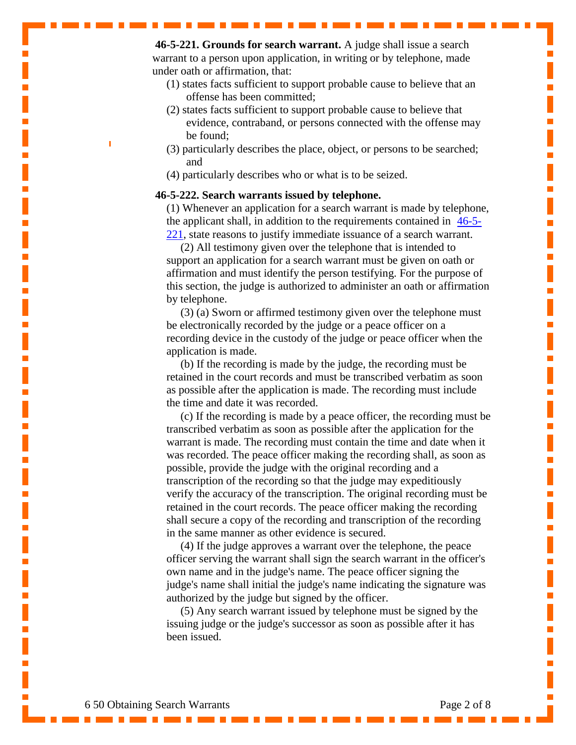**46-5-221. Grounds for search warrant.** A judge shall issue a search warrant to a person upon application, in writing or by telephone, made under oath or affirmation, that:

(1) states facts sufficient to support probable cause to believe that an offense has been committed;

(2) states facts sufficient to support probable cause to believe that evidence, contraband, or persons connected with the offense may be found;

(3) particularly describes the place, object, or persons to be searched; and

(4) particularly describes who or what is to be seized.

**46-5-222. Search warrants issued by telephone.**

(1) Whenever an application for a search warrant is made by telephone, the applicant shall, in addition to the requirements contained in 46-5-221, state reasons to justify immediate issuance of a search warrant.

(2) All testimony given over the telephone that is intended to support an application for a search warrant must be given on oath or affirmation and must identify the person testifying. For the purpose of this section, the judge is authorized to administer an oath or affirmation by telephone.

(3) (a) Sworn or affirmed testimony given over the telephone must be electronically recorded by the judge or a peace officer on a recording device in the custody of the judge or peace officer when the application is made.

(b) If the recording is made by the judge, the recording must be retained in the court records and must be transcribed verbatim as soon as possible after the application is made. The recording must include the time and date it was recorded.

(c) If the recording is made by a peace officer, the recording must be transcribed verbatim as soon as possible after the application for the warrant is made. The recording must contain the time and date when it was recorded. The peace officer making the recording shall, as soon as possible, provide the judge with the original recording and a transcription of the recording so that the judge may expeditiously verify the accuracy of the transcription. The original recording must be retained in the court records. The peace officer making the recording shall secure a copy of the recording and transcription of the recording in the same manner as other evidence is secured.

(4) If the judge approves a warrant over the telephone, the peace officer serving the warrant shall sign the search warrant in the officer's own name and in the judge's name. The peace officer signing the judge's name shall initial the judge's name indicating the signature was authorized by the judge but signed by the officer.

(5) Any search warrant issued by telephone must be signed by the issuing judge or the judge's successor as soon as possible after it has been issued.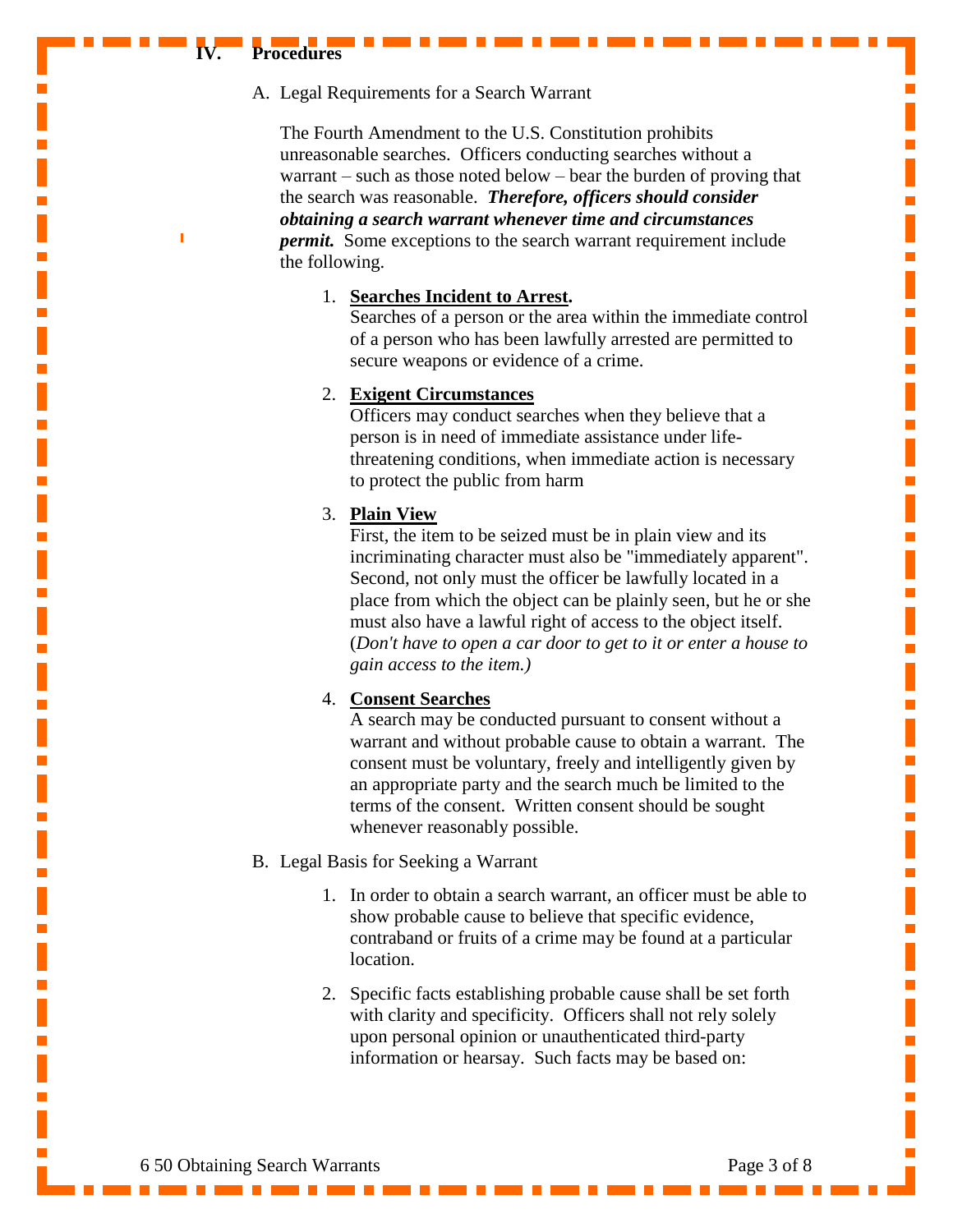## IV. Procedures

A. Legal Requirements for a Search Warrant

The Fourth Amendment to the U.S. Constitution prohibits unreasonable searches. Officers conducting searches without a warrant – such as those noted below – bear the burden of proving that the search was reasonable. ***Therefore, officers should consider obtaining a search warrant whenever time and circumstances permit.*** Some exceptions to the search warrant requirement include the following.

1. <u>**Searches Incident to Arrest**</u>.
   Searches of a person or the area within the immediate control of a person who has been lawfully arrested are permitted to secure weapons or evidence of a crime.

2. <u>**Exigent Circumstances**</u>
   Officers may conduct searches when they believe that a person is in need of immediate assistance under life-threatening conditions, when immediate action is necessary to protect the public from harm

3. <u>**Plain View**</u>
   First, the item to be seized must be in plain view and its incriminating character must also be "immediately apparent". Second, not only must the officer be lawfully located in a place from which the object can be plainly seen, but he or she must also have a lawful right of access to the object itself. (*Don't have to open a car door to get to it or enter a house to gain access to the item.)*

4. <u>**Consent Searches**</u>
   A search may be conducted pursuant to consent without a warrant and without probable cause to obtain a warrant. The consent must be voluntary, freely and intelligently given by an appropriate party and the search much be limited to the terms of the consent. Written consent should be sought whenever reasonably possible.

B. Legal Basis for Seeking a Warrant

1. In order to obtain a search warrant, an officer must be able to show probable cause to believe that specific evidence, contraband or fruits of a crime may be found at a particular location.

2. Specific facts establishing probable cause shall be set forth with clarity and specificity. Officers shall not rely solely upon personal opinion or unauthenticated third-party information or hearsay. Such facts may be based on: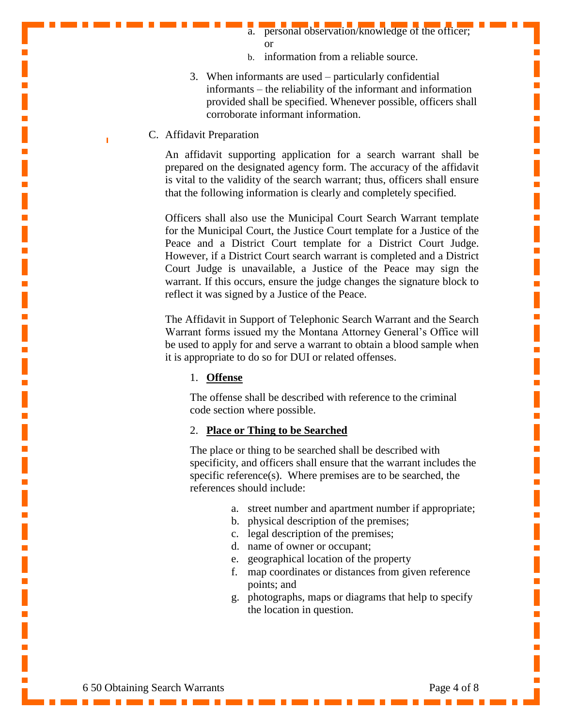a. personal observation/knowledge of the officer; or
b. information from a reliable source.

3. When informants are used – particularly confidential informants – the reliability of the informant and information provided shall be specified. Whenever possible, officers shall corroborate informant information.

C. Affidavit Preparation

An affidavit supporting application for a search warrant shall be prepared on the designated agency form. The accuracy of the affidavit is vital to the validity of the search warrant; thus, officers shall ensure that the following information is clearly and completely specified.

Officers shall also use the Municipal Court Search Warrant template for the Municipal Court, the Justice Court template for a Justice of the Peace and a District Court template for a District Court Judge. However, if a District Court search warrant is completed and a District Court Judge is unavailable, a Justice of the Peace may sign the warrant. If this occurs, ensure the judge changes the signature block to reflect it was signed by a Justice of the Peace.

The Affidavit in Support of Telephonic Search Warrant and the Search Warrant forms issued my the Montana Attorney General's Office will be used to apply for and serve a warrant to obtain a blood sample when it is appropriate to do so for DUI or related offenses.

1. **Offense**

The offense shall be described with reference to the criminal code section where possible.

2. **Place or Thing to be Searched**

The place or thing to be searched shall be described with specificity, and officers shall ensure that the warrant includes the specific reference(s). Where premises are to be searched, the references should include:

a. street number and apartment number if appropriate;
b. physical description of the premises;
c. legal description of the premises;
d. name of owner or occupant;
e. geographical location of the property
f. map coordinates or distances from given reference points; and
g. photographs, maps or diagrams that help to specify the location in question.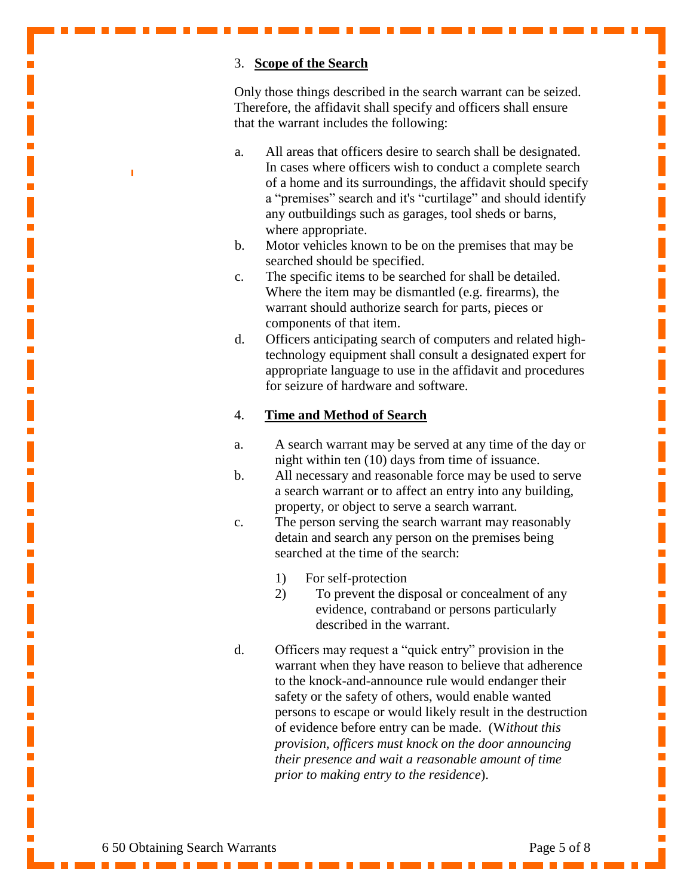3. **Scope of the Search**

Only those things described in the search warrant can be seized. Therefore, the affidavit shall specify and officers shall ensure that the warrant includes the following:

a. All areas that officers desire to search shall be designated. In cases where officers wish to conduct a complete search of a home and its surroundings, the affidavit should specify a "premises" search and it's "curtilage" and should identify any outbuildings such as garages, tool sheds or barns, where appropriate.

b. Motor vehicles known to be on the premises that may be searched should be specified.

c. The specific items to be searched for shall be detailed. Where the item may be dismantled (e.g. firearms), the warrant should authorize search for parts, pieces or components of that item.

d. Officers anticipating search of computers and related high-technology equipment shall consult a designated expert for appropriate language to use in the affidavit and procedures for seizure of hardware and software.

4. **Time and Method of Search**

a. A search warrant may be served at any time of the day or night within ten (10) days from time of issuance.

b. All necessary and reasonable force may be used to serve a search warrant or to affect an entry into any building, property, or object to serve a search warrant.

c. The person serving the search warrant may reasonably detain and search any person on the premises being searched at the time of the search:

   1) For self-protection
   2) To prevent the disposal or concealment of any evidence, contraband or persons particularly described in the warrant.

d. Officers may request a "quick entry" provision in the warrant when they have reason to believe that adherence to the knock-and-announce rule would endanger their safety or the safety of others, would enable wanted persons to escape or would likely result in the destruction of evidence before entry can be made. (W*ithout this provision, officers must knock on the door announcing their presence and wait a reasonable amount of time prior to making entry to the residence*).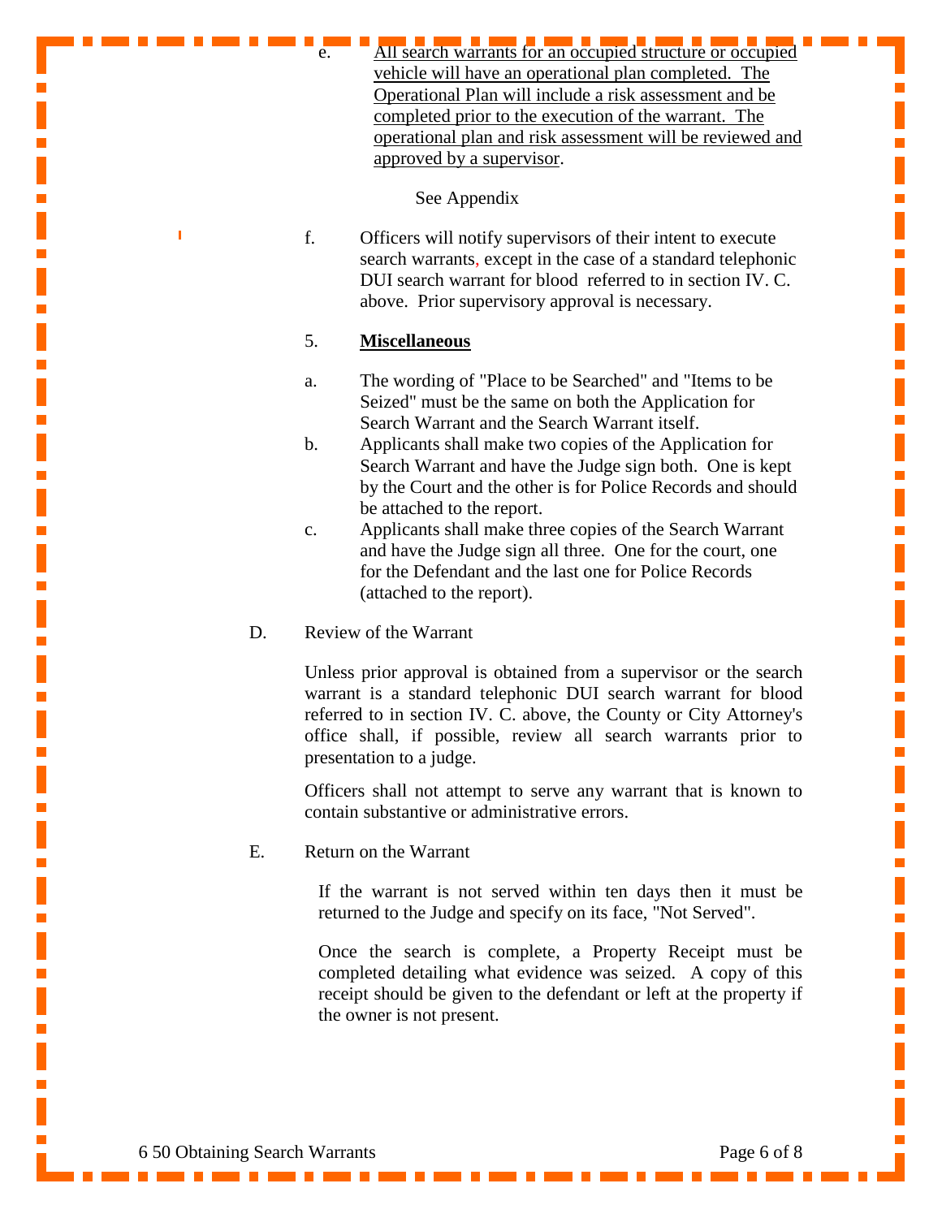e. <u>All search warrants for an occupied structure or occupied vehicle will have an operational plan completed. The Operational Plan will include a risk assessment and be completed prior to the execution of the warrant. The operational plan and risk assessment will be reviewed and approved by a supervisor</u>.

See Appendix

f. Officers will notify supervisors of their intent to execute search warrants, except in the case of a standard telephonic DUI search warrant for blood referred to in section IV. C. above. Prior supervisory approval is necessary.

5. **<u>Miscellaneous</u>**

a. The wording of "Place to be Searched" and "Items to be Seized" must be the same on both the Application for Search Warrant and the Search Warrant itself.

b. Applicants shall make two copies of the Application for Search Warrant and have the Judge sign both. One is kept by the Court and the other is for Police Records and should be attached to the report.

c. Applicants shall make three copies of the Search Warrant and have the Judge sign all three. One for the court, one for the Defendant and the last one for Police Records (attached to the report).

D. Review of the Warrant

Unless prior approval is obtained from a supervisor or the search warrant is a standard telephonic DUI search warrant for blood referred to in section IV. C. above, the County or City Attorney's office shall, if possible, review all search warrants prior to presentation to a judge.

Officers shall not attempt to serve any warrant that is known to contain substantive or administrative errors.

E. Return on the Warrant

If the warrant is not served within ten days then it must be returned to the Judge and specify on its face, "Not Served".

Once the search is complete, a Property Receipt must be completed detailing what evidence was seized. A copy of this receipt should be given to the defendant or left at the property if the owner is not present.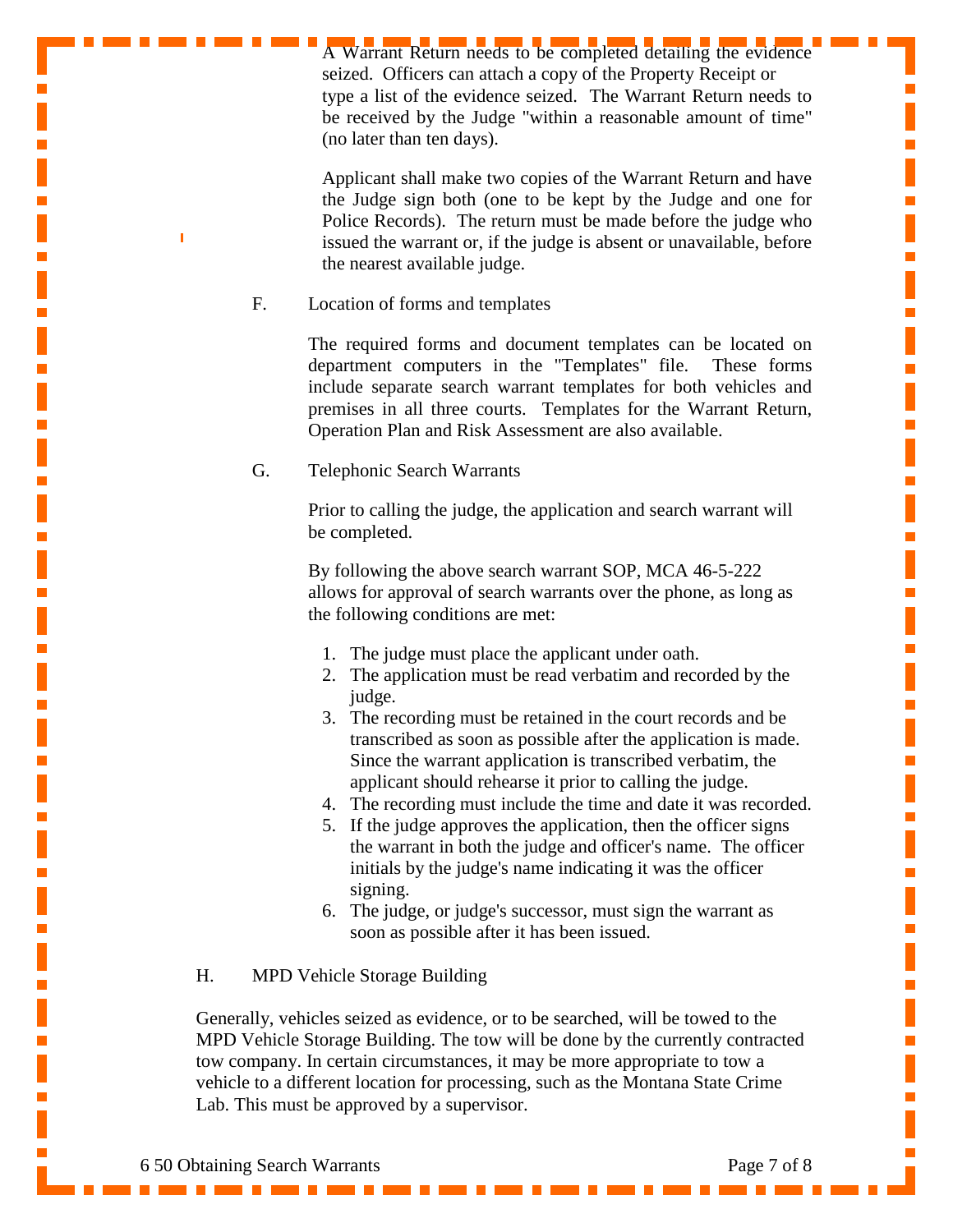A Warrant Return needs to be completed detailing the evidence seized. Officers can attach a copy of the Property Receipt or type a list of the evidence seized. The Warrant Return needs to be received by the Judge "within a reasonable amount of time" (no later than ten days).

Applicant shall make two copies of the Warrant Return and have the Judge sign both (one to be kept by the Judge and one for Police Records). The return must be made before the judge who issued the warrant or, if the judge is absent or unavailable, before the nearest available judge.

F. Location of forms and templates

The required forms and document templates can be located on department computers in the "Templates" file. These forms include separate search warrant templates for both vehicles and premises in all three courts. Templates for the Warrant Return, Operation Plan and Risk Assessment are also available.

G. Telephonic Search Warrants

Prior to calling the judge, the application and search warrant will be completed.

By following the above search warrant SOP, MCA 46-5-222 allows for approval of search warrants over the phone, as long as the following conditions are met:

1. The judge must place the applicant under oath.
2. The application must be read verbatim and recorded by the judge.
3. The recording must be retained in the court records and be transcribed as soon as possible after the application is made. Since the warrant application is transcribed verbatim, the applicant should rehearse it prior to calling the judge.
4. The recording must include the time and date it was recorded.
5. If the judge approves the application, then the officer signs the warrant in both the judge and officer's name. The officer initials by the judge's name indicating it was the officer signing.
6. The judge, or judge's successor, must sign the warrant as soon as possible after it has been issued.

H. MPD Vehicle Storage Building

Generally, vehicles seized as evidence, or to be searched, will be towed to the MPD Vehicle Storage Building. The tow will be done by the currently contracted tow company. In certain circumstances, it may be more appropriate to tow a vehicle to a different location for processing, such as the Montana State Crime Lab. This must be approved by a supervisor.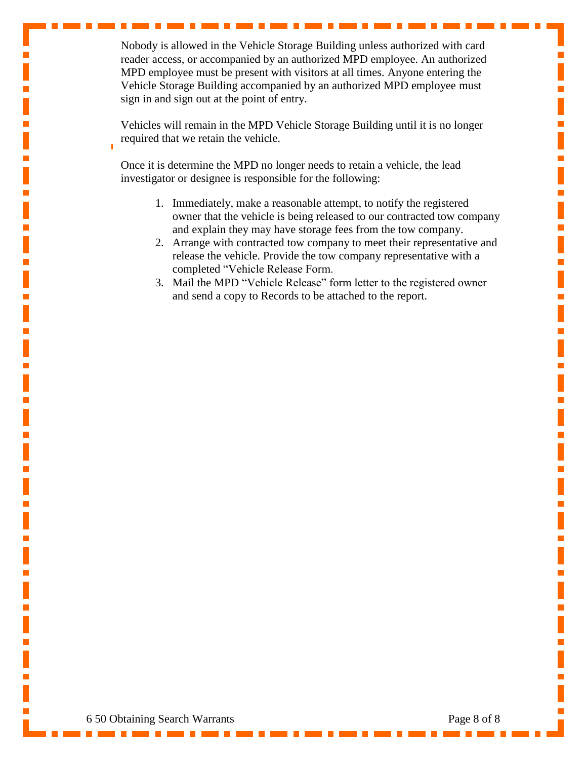Nobody is allowed in the Vehicle Storage Building unless authorized with card reader access, or accompanied by an authorized MPD employee. An authorized MPD employee must be present with visitors at all times. Anyone entering the Vehicle Storage Building accompanied by an authorized MPD employee must sign in and sign out at the point of entry.

Vehicles will remain in the MPD Vehicle Storage Building until it is no longer required that we retain the vehicle.

Once it is determine the MPD no longer needs to retain a vehicle, the lead investigator or designee is responsible for the following:

1. Immediately, make a reasonable attempt, to notify the registered owner that the vehicle is being released to our contracted tow company and explain they may have storage fees from the tow company.
2. Arrange with contracted tow company to meet their representative and release the vehicle. Provide the tow company representative with a completed "Vehicle Release Form.
3. Mail the MPD "Vehicle Release" form letter to the registered owner and send a copy to Records to be attached to the report.